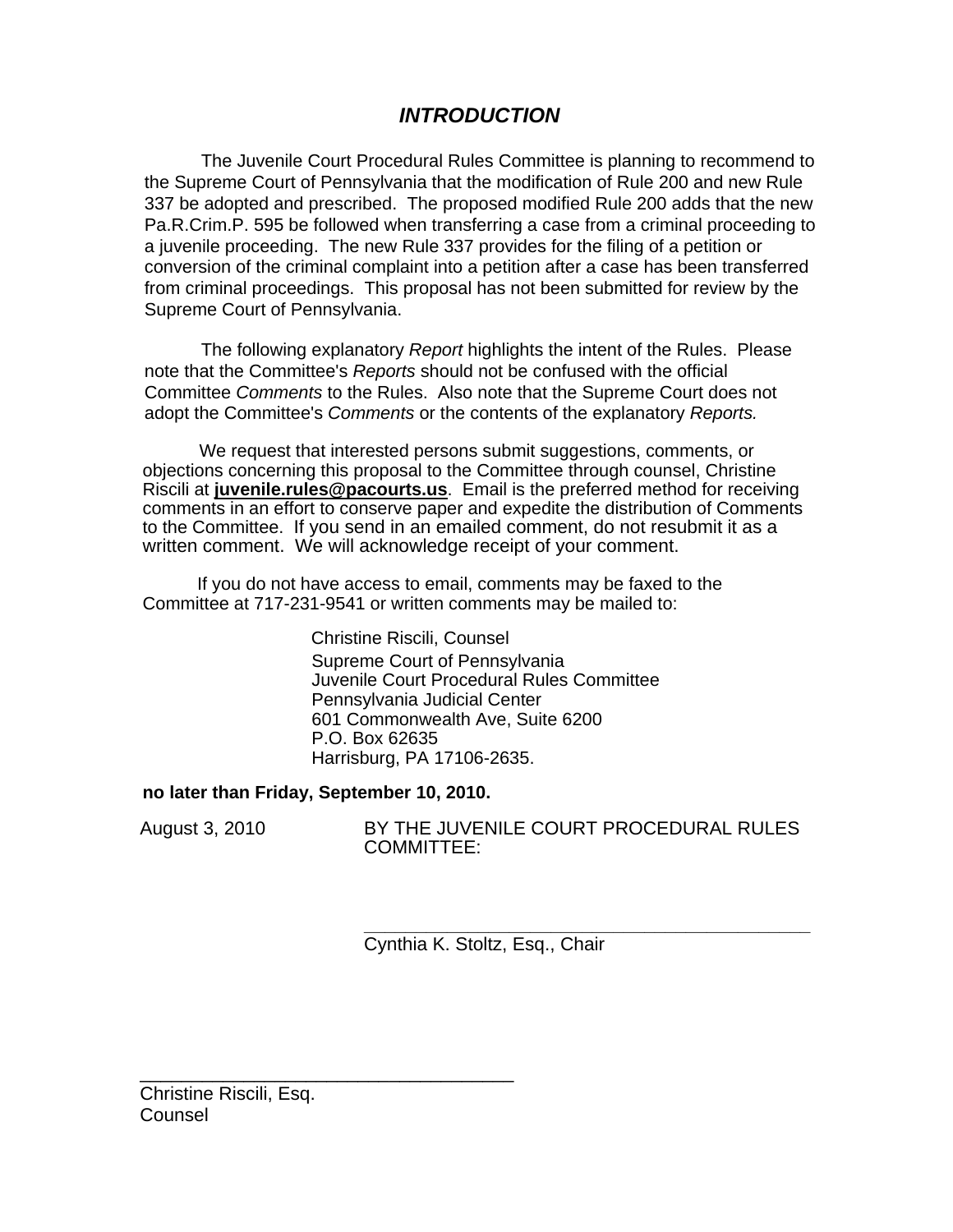## *INTRODUCTION*

The Juvenile Court Procedural Rules Committee is planning to recommend to the Supreme Court of Pennsylvania that the modification of Rule 200 and new Rule 337 be adopted and prescribed. The proposed modified Rule 200 adds that the new Pa.R.Crim.P. 595 be followed when transferring a case from a criminal proceeding to a juvenile proceeding. The new Rule 337 provides for the filing of a petition or conversion of the criminal complaint into a petition after a case has been transferred from criminal proceedings. This proposal has not been submitted for review by the Supreme Court of Pennsylvania.

The following explanatory *Report* highlights the intent of the Rules. Please note that the Committee's *Reports* should not be confused with the official Committee *Comments* to the Rules. Also note that the Supreme Court does not adopt the Committee's *Comments* or the contents of the explanatory *Reports.*

We request that interested persons submit suggestions, comments, or objections concerning this proposal to the Committee through counsel, Christine Riscili at **juvenile.rules@pacourts.us**. Email is the preferred method for receiving comments in an effort to conserve paper and expedite the distribution of Comments to the Committee. If you send in an emailed comment, do not resubmit it as a written comment. We will acknowledge receipt of your comment.

If you do not have access to email, comments may be faxed to the Committee at 717-231-9541 or written comments may be mailed to:

Christine Riscili, Counsel
Supreme Court of Pennsylvania
Juvenile Court Procedural Rules Committee
Pennsylvania Judicial Center
601 Commonwealth Ave, Suite 6200
P.O. Box 62635
Harrisburg, PA 17106-2635.

**no later than Friday, September 10, 2010.**

August 3, 2010

BY THE JUVENILE COURT PROCEDURAL RULES COMMITTEE:

\_\_\_\_\_\_\_\_\_\_\_\_\_\_\_\_\_\_\_\_\_\_\_\_\_\_\_\_\_\_\_\_\_\_\_\_\_\_\_\_\_\_
Cynthia K. Stoltz, Esq., Chair

\_\_\_\_\_\_\_\_\_\_\_\_\_\_\_\_\_\_\_\_\_\_\_\_\_\_\_\_\_\_\_\_\_\_\_\_
Christine Riscili, Esq.
Counsel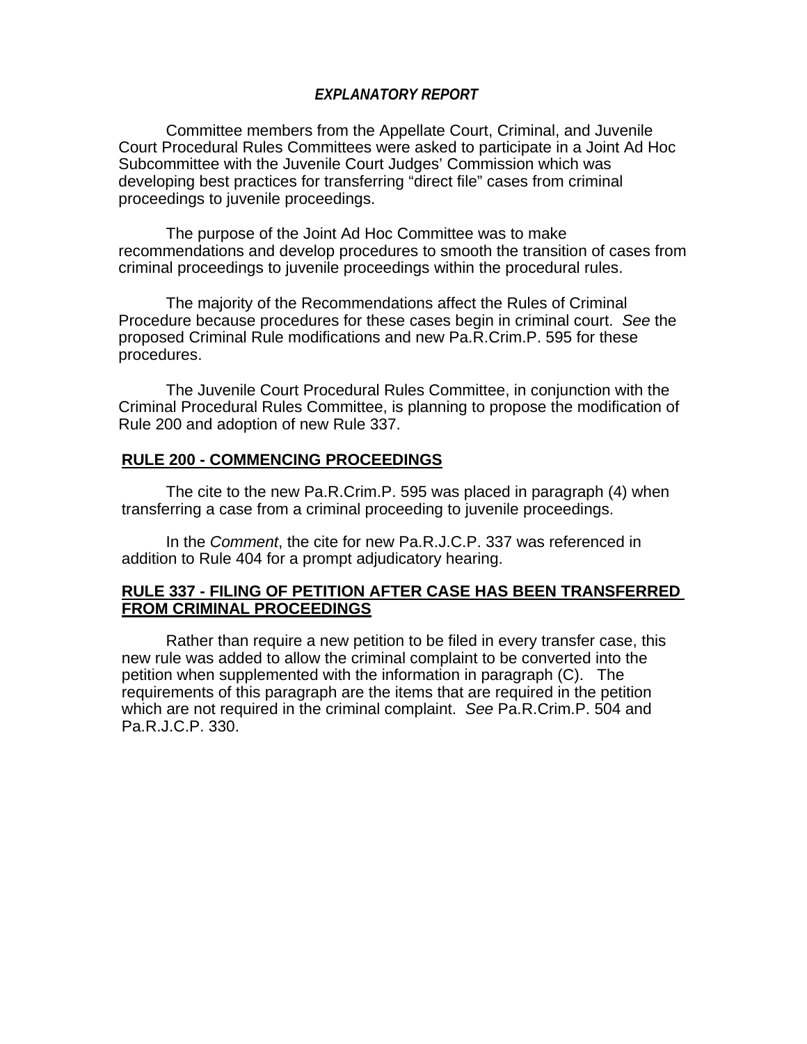## *EXPLANATORY REPORT*

Committee members from the Appellate Court, Criminal, and Juvenile Court Procedural Rules Committees were asked to participate in a Joint Ad Hoc Subcommittee with the Juvenile Court Judges' Commission which was developing best practices for transferring "direct file" cases from criminal proceedings to juvenile proceedings.

The purpose of the Joint Ad Hoc Committee was to make recommendations and develop procedures to smooth the transition of cases from criminal proceedings to juvenile proceedings within the procedural rules.

The majority of the Recommendations affect the Rules of Criminal Procedure because procedures for these cases begin in criminal court. *See* the proposed Criminal Rule modifications and new Pa.R.Crim.P. 595 for these procedures.

The Juvenile Court Procedural Rules Committee, in conjunction with the Criminal Procedural Rules Committee, is planning to propose the modification of Rule 200 and adoption of new Rule 337.

### RULE 200 - COMMENCING PROCEEDINGS

The cite to the new Pa.R.Crim.P. 595 was placed in paragraph (4) when transferring a case from a criminal proceeding to juvenile proceedings.

In the *Comment*, the cite for new Pa.R.J.C.P. 337 was referenced in addition to Rule 404 for a prompt adjudicatory hearing.

### RULE 337 - FILING OF PETITION AFTER CASE HAS BEEN TRANSFERRED FROM CRIMINAL PROCEEDINGS

Rather than require a new petition to be filed in every transfer case, this new rule was added to allow the criminal complaint to be converted into the petition when supplemented with the information in paragraph (C). The requirements of this paragraph are the items that are required in the petition which are not required in the criminal complaint. *See* Pa.R.Crim.P. 504 and Pa.R.J.C.P. 330.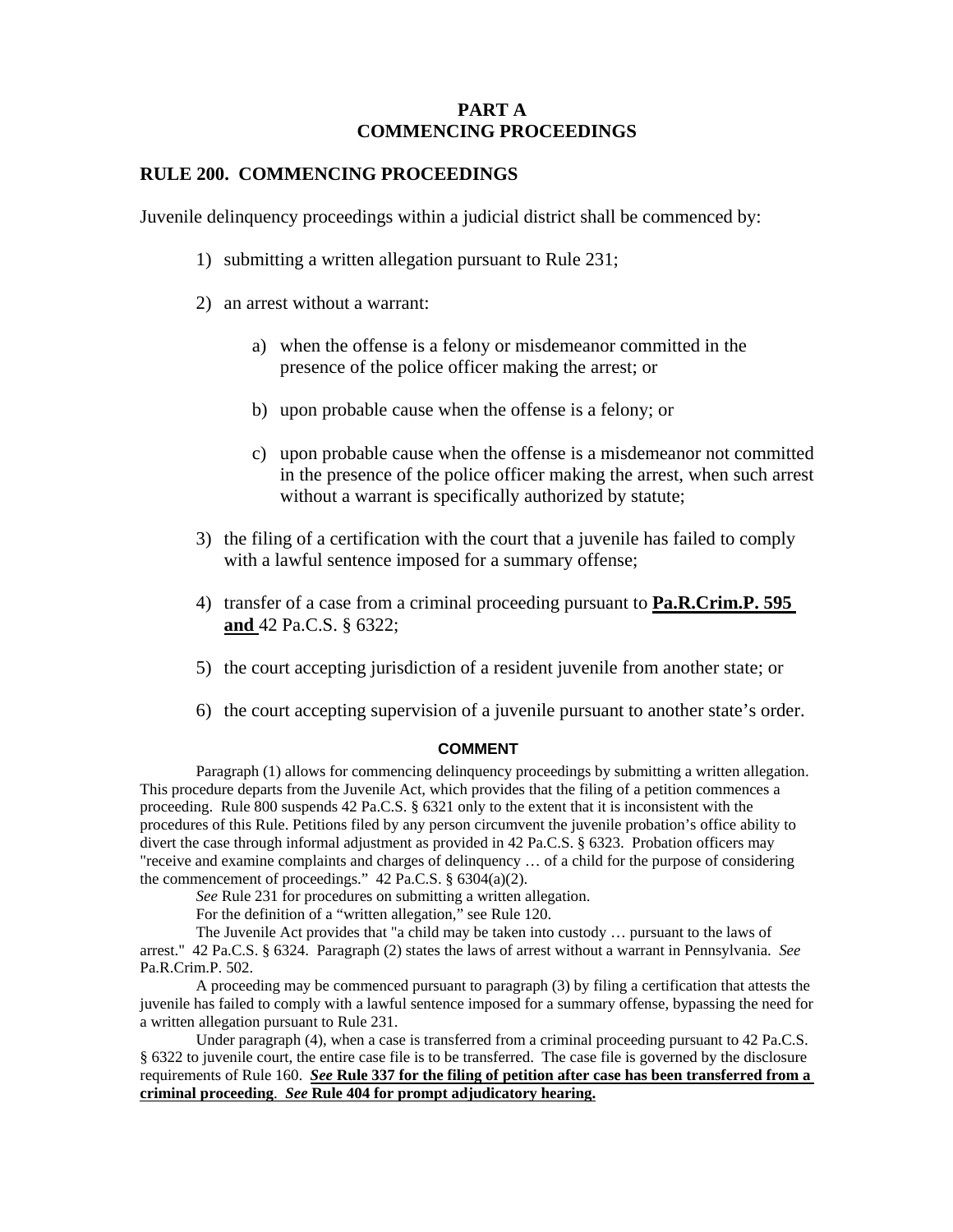## PART A
## COMMENCING PROCEEDINGS

### RULE 200. COMMENCING PROCEEDINGS

Juvenile delinquency proceedings within a judicial district shall be commenced by:

1) submitting a written allegation pursuant to Rule 231;

2) an arrest without a warrant:

    a) when the offense is a felony or misdemeanor committed in the presence of the police officer making the arrest; or

    b) upon probable cause when the offense is a felony; or

    c) upon probable cause when the offense is a misdemeanor not committed in the presence of the police officer making the arrest, when such arrest without a warrant is specifically authorized by statute;

3) the filing of a certification with the court that a juvenile has failed to comply with a lawful sentence imposed for a summary offense;

4) transfer of a case from a criminal proceeding pursuant to <u>**Pa.R.Crim.P. 595 and**</u> 42 Pa.C.S. § 6322;

5) the court accepting jurisdiction of a resident juvenile from another state; or

6) the court accepting supervision of a juvenile pursuant to another state's order.

#### COMMENT

Paragraph (1) allows for commencing delinquency proceedings by submitting a written allegation. This procedure departs from the Juvenile Act, which provides that the filing of a petition commences a proceeding. Rule 800 suspends 42 Pa.C.S. § 6321 only to the extent that it is inconsistent with the procedures of this Rule. Petitions filed by any person circumvent the juvenile probation's office ability to divert the case through informal adjustment as provided in 42 Pa.C.S. § 6323. Probation officers may "receive and examine complaints and charges of delinquency … of a child for the purpose of considering the commencement of proceedings." 42 Pa.C.S. § 6304(a)(2).

*See* Rule 231 for procedures on submitting a written allegation.

For the definition of a "written allegation," see Rule 120.

The Juvenile Act provides that "a child may be taken into custody … pursuant to the laws of arrest." 42 Pa.C.S. § 6324. Paragraph (2) states the laws of arrest without a warrant in Pennsylvania. *See* Pa.R.Crim.P. 502.

A proceeding may be commenced pursuant to paragraph (3) by filing a certification that attests the juvenile has failed to comply with a lawful sentence imposed for a summary offense, bypassing the need for a written allegation pursuant to Rule 231.

Under paragraph (4), when a case is transferred from a criminal proceeding pursuant to 42 Pa.C.S. § 6322 to juvenile court, the entire case file is to be transferred. The case file is governed by the disclosure requirements of Rule 160. <u>***See*** **Rule 337 for the filing of petition after case has been transferred from a criminal proceeding**</u>. <u>***See*** **Rule 404 for prompt adjudicatory hearing.**</u>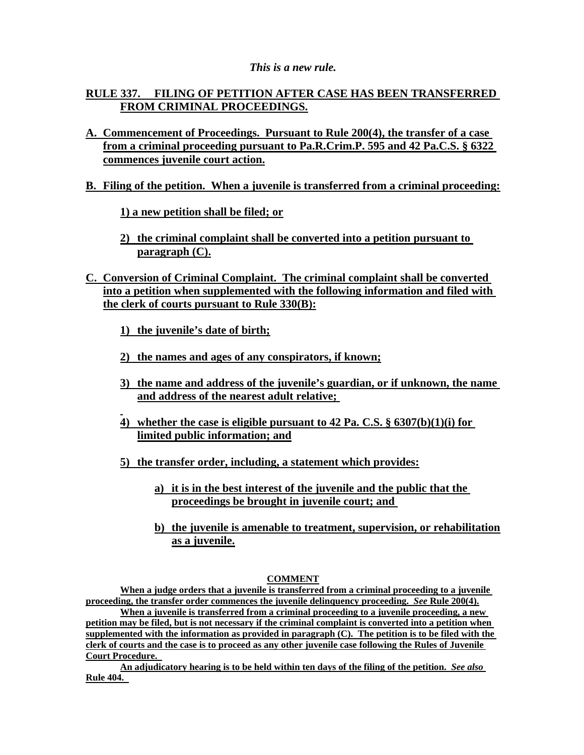*This is a new rule.*

**RULE 337. FILING OF PETITION AFTER CASE HAS BEEN TRANSFERRED FROM CRIMINAL PROCEEDINGS.**

**A. Commencement of Proceedings. Pursuant to Rule 200(4), the transfer of a case from a criminal proceeding pursuant to Pa.R.Crim.P. 595 and 42 Pa.C.S. § 6322 commences juvenile court action.**

**B. Filing of the petition. When a juvenile is transferred from a criminal proceeding:**

**1) a new petition shall be filed; or**

**2) the criminal complaint shall be converted into a petition pursuant to paragraph (C).**

**C. Conversion of Criminal Complaint. The criminal complaint shall be converted into a petition when supplemented with the following information and filed with the clerk of courts pursuant to Rule 330(B):**

**1) the juvenile's date of birth;**

**2) the names and ages of any conspirators, if known;**

**3) the name and address of the juvenile's guardian, or if unknown, the name and address of the nearest adult relative;**

**4) whether the case is eligible pursuant to 42 Pa. C.S. § 6307(b)(1)(i) for limited public information; and**

**5) the transfer order, including, a statement which provides:**

**a) it is in the best interest of the juvenile and the public that the proceedings be brought in juvenile court; and**

**b) the juvenile is amenable to treatment, supervision, or rehabilitation as a juvenile.**

**COMMENT**

**When a judge orders that a juvenile is transferred from a criminal proceeding to a juvenile proceeding, the transfer order commences the juvenile delinquency proceeding. *See* Rule 200(4).**

**When a juvenile is transferred from a criminal proceeding to a juvenile proceeding, a new petition may be filed, but is not necessary if the criminal complaint is converted into a petition when supplemented with the information as provided in paragraph (C). The petition is to be filed with the clerk of courts and the case is to proceed as any other juvenile case following the Rules of Juvenile Court Procedure.**

**An adjudicatory hearing is to be held within ten days of the filing of the petition. *See also* Rule 404.**